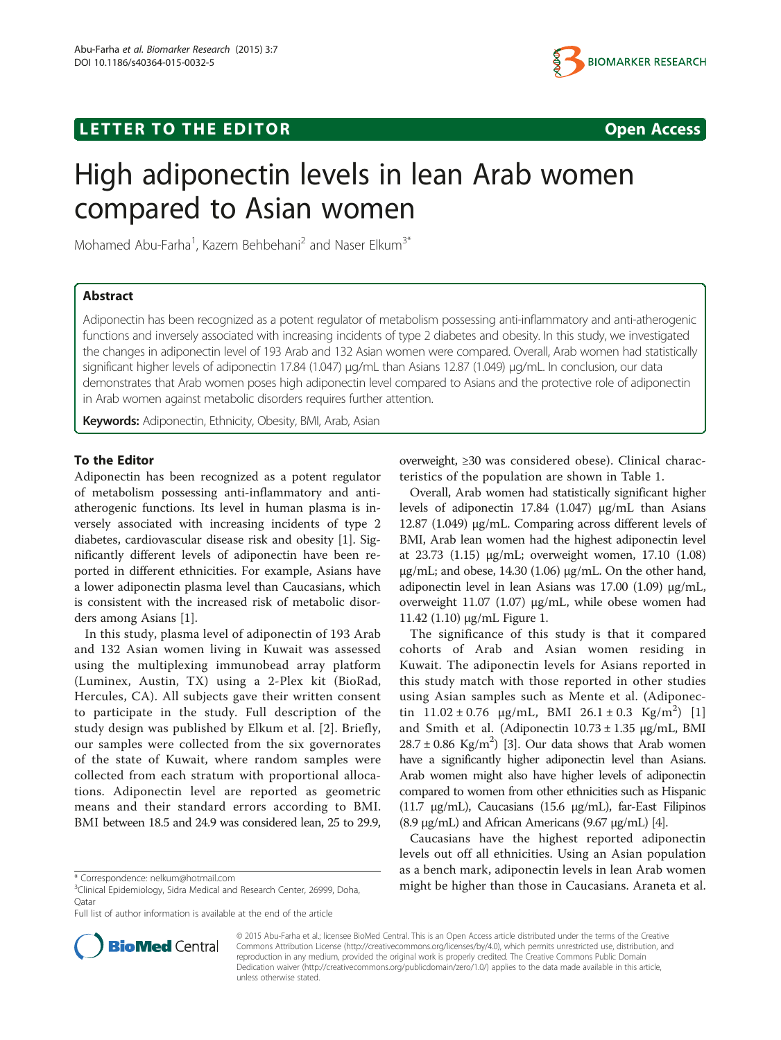LETTER TO THE EDITOR Open Access

# High adiponectin levels in lean Arab women compared to Asian women

Mohamed Abu-Farha[1], Kazem Behbehani[2] and Naser Elkum[3*]

## Abstract

Adiponectin has been recognized as a potent regulator of metabolism possessing anti-inflammatory and anti-atherogenic functions and inversely associated with increasing incidents of type 2 diabetes and obesity. In this study, we investigated the changes in adiponectin level of 193 Arab and 132 Asian women were compared. Overall, Arab women had statistically significant higher levels of adiponectin 17.84 (1.047) μg/mL than Asians 12.87 (1.049) μg/mL. In conclusion, our data demonstrates that Arab women poses high adiponectin level compared to Asians and the protective role of adiponectin in Arab women against metabolic disorders requires further attention.

**Keywords:** Adiponectin, Ethnicity, Obesity, BMI, Arab, Asian

## To the Editor

Adiponectin has been recognized as a potent regulator of metabolism possessing anti-inflammatory and anti-atherogenic functions. Its level in human plasma is inversely associated with increasing incidents of type 2 diabetes, cardiovascular disease risk and obesity [1]. Significantly different levels of adiponectin have been reported in different ethnicities. For example, Asians have a lower adiponectin plasma level than Caucasians, which is consistent with the increased risk of metabolic disorders among Asians [1].

In this study, plasma level of adiponectin of 193 Arab and 132 Asian women living in Kuwait was assessed using the multiplexing immunobead array platform (Luminex, Austin, TX) using a 2-Plex kit (BioRad, Hercules, CA). All subjects gave their written consent to participate in the study. Full description of the study design was published by Elkum et al. [2]. Briefly, our samples were collected from the six governorates of the state of Kuwait, where random samples were collected from each stratum with proportional allocations. Adiponectin level are reported as geometric means and their standard errors according to BMI. BMI between 18.5 and 24.9 was considered lean, 25 to 29.9, overweight, ≥30 was considered obese). Clinical characteristics of the population are shown in Table 1.

Overall, Arab women had statistically significant higher levels of adiponectin 17.84 (1.047) μg/mL than Asians 12.87 (1.049) μg/mL. Comparing across different levels of BMI, Arab lean women had the highest adiponectin level at 23.73 (1.15) μg/mL; overweight women, 17.10 (1.08) μg/mL; and obese, 14.30 (1.06) μg/mL. On the other hand, adiponectin level in lean Asians was 17.00 (1.09) μg/mL, overweight 11.07 (1.07) μg/mL, while obese women had 11.42 (1.10) μg/mL Figure 1.

The significance of this study is that it compared cohorts of Arab and Asian women residing in Kuwait. The adiponectin levels for Asians reported in this study match with those reported in other studies using Asian samples such as Mente et al. (Adiponectin 11.02 ± 0.76 μg/mL, BMI 26.1 ± 0.3 Kg/m$^2$) [1] and Smith et al. (Adiponectin 10.73 ± 1.35 μg/mL, BMI 28.7 ± 0.86 Kg/m$^2$) [3]. Our data shows that Arab women have a significantly higher adiponectin level than Asians. Arab women might also have higher levels of adiponectin compared to women from other ethnicities such as Hispanic (11.7 μg/mL), Caucasians (15.6 μg/mL), far-East Filipinos (8.9 μg/mL) and African Americans (9.67 μg/mL) [4].

Caucasians have the highest reported adiponectin levels out off all ethnicities. Using an Asian population as a bench mark, adiponectin levels in lean Arab women might be higher than those in Caucasians. Araneta et al.

* Correspondence: nelkum@hotmail.com
[3]Clinical Epidemiology, Sidra Medical and Research Center, 26999, Doha, Qatar

Full list of author information is available at the end of the article

© 2015 Abu-Farha et al.; licensee BioMed Central. This is an Open Access article distributed under the terms of the Creative Commons Attribution License (http://creativecommons.org/licenses/by/4.0), which permits unrestricted use, distribution, and reproduction in any medium, provided the original work is properly credited. The Creative Commons Public Domain Dedication waiver (http://creativecommons.org/publicdomain/zero/1.0/) applies to the data made available in this article, unless otherwise stated.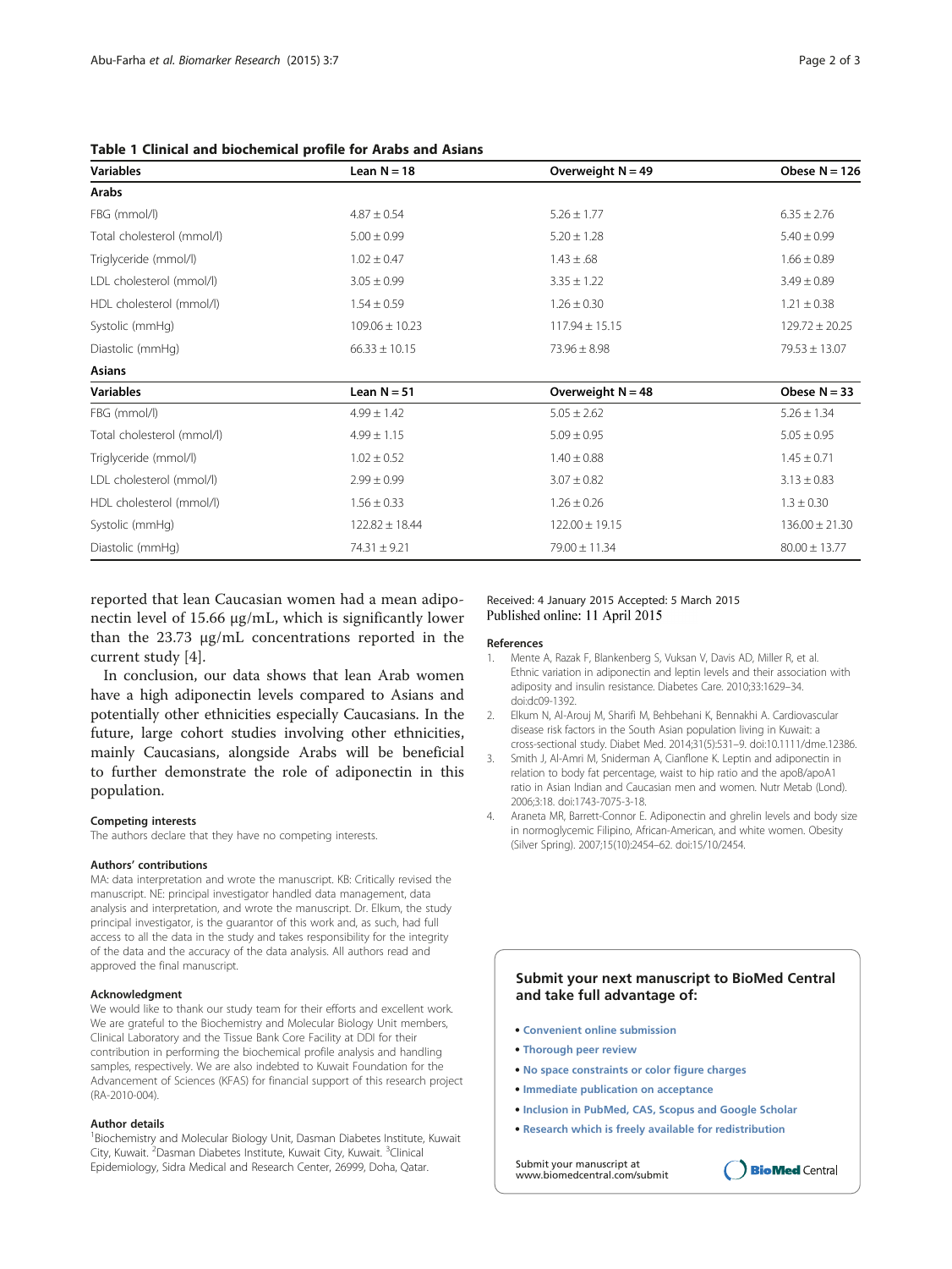**Table 1 Clinical and biochemical profile for Arabs and Asians**

| Variables | Lean N = 18 | Overweight N = 49 | Obese N = 126 |
|---|---|---|---|
| **Arabs** | | | |
| FBG (mmol/l) | 4.87 ± 0.54 | 5.26 ± 1.77 | 6.35 ± 2.76 |
| Total cholesterol (mmol/l) | 5.00 ± 0.99 | 5.20 ± 1.28 | 5.40 ± 0.99 |
| Triglyceride (mmol/l) | 1.02 ± 0.47 | 1.43 ± .68 | 1.66 ± 0.89 |
| LDL cholesterol (mmol/l) | 3.05 ± 0.99 | 3.35 ± 1.22 | 3.49 ± 0.89 |
| HDL cholesterol (mmol/l) | 1.54 ± 0.59 | 1.26 ± 0.30 | 1.21 ± 0.38 |
| Systolic (mmHg) | 109.06 ± 10.23 | 117.94 ± 15.15 | 129.72 ± 20.25 |
| Diastolic (mmHg) | 66.33 ± 10.15 | 73.96 ± 8.98 | 79.53 ± 13.07 |
| **Asians** | | | |
| **Variables** | **Lean N = 51** | **Overweight N = 48** | **Obese N = 33** |
| FBG (mmol/l) | 4.99 ± 1.42 | 5.05 ± 2.62 | 5.26 ± 1.34 |
| Total cholesterol (mmol/l) | 4.99 ± 1.15 | 5.09 ± 0.95 | 5.05 ± 0.95 |
| Triglyceride (mmol/l) | 1.02 ± 0.52 | 1.40 ± 0.88 | 1.45 ± 0.71 |
| LDL cholesterol (mmol/l) | 2.99 ± 0.99 | 3.07 ± 0.82 | 3.13 ± 0.83 |
| HDL cholesterol (mmol/l) | 1.56 ± 0.33 | 1.26 ± 0.26 | 1.3 ± 0.30 |
| Systolic (mmHg) | 122.82 ± 18.44 | 122.00 ± 19.15 | 136.00 ± 21.30 |
| Diastolic (mmHg) | 74.31 ± 9.21 | 79.00 ± 11.34 | 80.00 ± 13.77 |

reported that lean Caucasian women had a mean adiponectin level of 15.66 μg/mL, which is significantly lower than the 23.73 μg/mL concentrations reported in the current study [4].

In conclusion, our data shows that lean Arab women have a high adiponectin levels compared to Asians and potentially other ethnicities especially Caucasians. In the future, large cohort studies involving other ethnicities, mainly Caucasians, alongside Arabs will be beneficial to further demonstrate the role of adiponectin in this population.

#### Competing interests

The authors declare that they have no competing interests.

#### Authors' contributions

MA: data interpretation and wrote the manuscript. KB: Critically revised the manuscript. NE: principal investigator handled data management, data analysis and interpretation, and wrote the manuscript. Dr. Elkum, the study principal investigator, is the guarantor of this work and, as such, had full access to all the data in the study and takes responsibility for the integrity of the data and the accuracy of the data analysis. All authors read and approved the final manuscript.

#### Acknowledgment

We would like to thank our study team for their efforts and excellent work. We are grateful to the Biochemistry and Molecular Biology Unit members, Clinical Laboratory and the Tissue Bank Core Facility at DDI for their contribution in performing the biochemical profile analysis and handling samples, respectively. We are also indebted to Kuwait Foundation for the Advancement of Sciences (KFAS) for financial support of this research project (RA-2010-004).

#### Author details

[1]Biochemistry and Molecular Biology Unit, Dasman Diabetes Institute, Kuwait City, Kuwait. [2]Dasman Diabetes Institute, Kuwait City, Kuwait. [3]Clinical Epidemiology, Sidra Medical and Research Center, 26999, Doha, Qatar.

Received: 4 January 2015 Accepted: 5 March 2015
Published online: 11 April 2015

#### References

1. Mente A, Razak F, Blankenberg S, Vuksan V, Davis AD, Miller R, et al. Ethnic variation in adiponectin and leptin levels and their association with adiposity and insulin resistance. Diabetes Care. 2010;33:1629–34. doi:dc09-1392.
2. Elkum N, Al-Arouj M, Sharifi M, Behbehani K, Bennakhi A. Cardiovascular disease risk factors in the South Asian population living in Kuwait: a cross-sectional study. Diabet Med. 2014;31(5):531–9. doi:10.1111/dme.12386.
3. Smith J, Al-Amri M, Sniderman A, Cianflone K. Leptin and adiponectin in relation to body fat percentage, waist to hip ratio and the apoB/apoA1 ratio in Asian Indian and Caucasian men and women. Nutr Metab (Lond). 2006;3:18. doi:1743-7075-3-18.
4. Araneta MR, Barrett-Connor E. Adiponectin and ghrelin levels and body size in normoglycemic Filipino, African-American, and white women. Obesity (Silver Spring). 2007;15(10):2454–62. doi:15/10/2454.

**Submit your next manuscript to BioMed Central and take full advantage of:**

- Convenient online submission
- Thorough peer review
- No space constraints or color figure charges
- Immediate publication on acceptance
- Inclusion in PubMed, CAS, Scopus and Google Scholar
- Research which is freely available for redistribution

Submit your manuscript at www.biomedcentral.com/submit

BioMed Central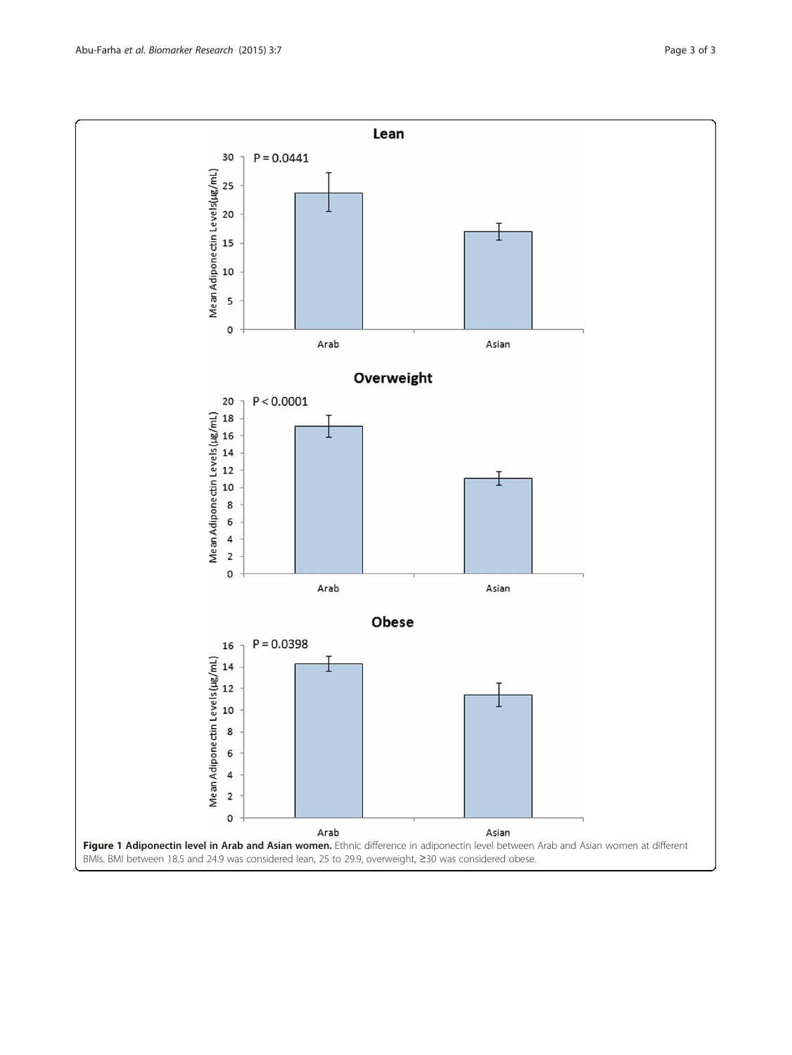Lean

P = 0.0441

Mean Adiponectin Levels(μg/mL)

0
5
10
15
20
25
30

Arab
Asian

Overweight

P < 0.0001

Mean Adiponectin Levels (μg/mL)

0
2
4
6
8
10
12
14
16
18
20

Arab
Asian

Obese

P = 0.0398

Mean Adiponectin Levels(μg/mL)

0
2
4
6
8
10
12
14
16

Arab
Asian

**Figure 1 Adiponectin level in Arab and Asian women.** Ethnic difference in adiponectin level between Arab and Asian women at different BMIs. BMI between 18.5 and 24.9 was considered lean, 25 to 29.9, overweight, ≥30 was considered obese.